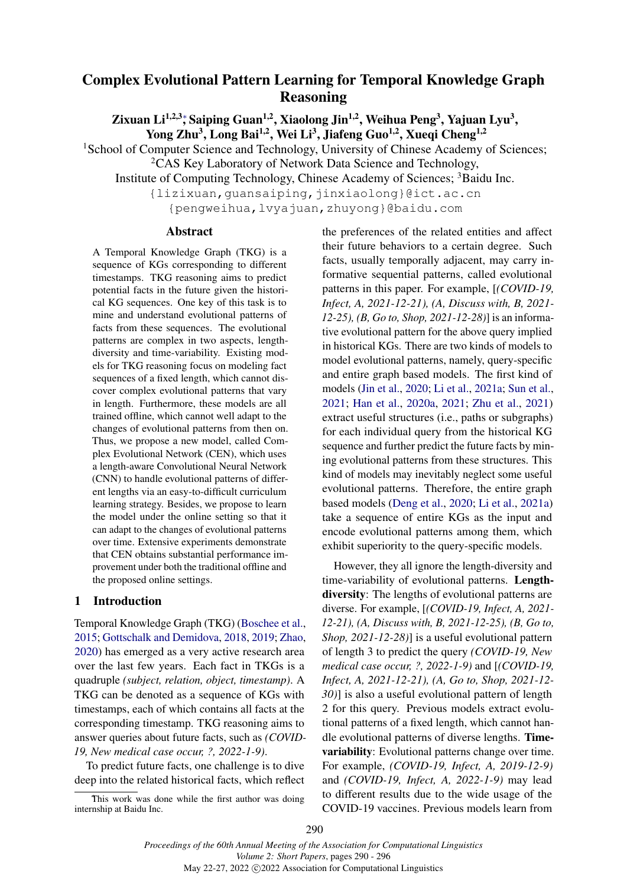# Complex Evolutional Pattern Learning for Temporal Knowledge Graph Reasoning

**Zixuan Li[1,2,3]*, Saiping Guan[1,2], Xiaolong Jin[1,2], Weihua Peng[3], Yajuan Lyu[3], Yong Zhu[3], Long Bai[1,2], Wei Li[3], Jiafeng Guo[1,2], Xueqi Cheng[1,2]**

[1]School of Computer Science and Technology, University of Chinese Academy of Sciences;
[2]CAS Key Laboratory of Network Data Science and Technology,
Institute of Computing Technology, Chinese Academy of Sciences; [3]Baidu Inc.

{lizixuan,guansaiping,jinxiaolong}@ict.ac.cn
{pengweihua,lvyajuan,zhuyong}@baidu.com

## Abstract

A Temporal Knowledge Graph (TKG) is a sequence of KGs corresponding to different timestamps. TKG reasoning aims to predict potential facts in the future given the historical KG sequences. One key of this task is to mine and understand evolutional patterns of facts from these sequences. The evolutional patterns are complex in two aspects, length-diversity and time-variability. Existing models for TKG reasoning focus on modeling fact sequences of a fixed length, which cannot discover complex evolutional patterns that vary in length. Furthermore, these models are all trained offline, which cannot well adapt to the changes of evolutional patterns from then on. Thus, we propose a new model, called Complex Evolutional Network (CEN), which uses a length-aware Convolutional Neural Network (CNN) to handle evolutional patterns of different lengths via an easy-to-difficult curriculum learning strategy. Besides, we propose to learn the model under the online setting so that it can adapt to the changes of evolutional patterns over time. Extensive experiments demonstrate that CEN obtains substantial performance improvement under both the traditional offline and the proposed online settings.

## 1 Introduction

Temporal Knowledge Graph (TKG) (Boschee et al., 2015; Gottschalk and Demidova, 2018, 2019; Zhao, 2020) has emerged as a very active research area over the last few years. Each fact in TKGs is a quadruple *(subject, relation, object, timestamp)*. A TKG can be denoted as a sequence of KGs with timestamps, each of which contains all facts at the corresponding timestamp. TKG reasoning aims to answer queries about future facts, such as *(COVID-19, New medical case occur, ?, 2022-1-9)*.

To predict future facts, one challenge is to dive deep into the related historical facts, which reflect the preferences of the related entities and affect their future behaviors to a certain degree. Such facts, usually temporally adjacent, may carry informative sequential patterns, called evolutional patterns in this paper. For example, [*(COVID-19, Infect, A, 2021-12-21), (A, Discuss with, B, 2021-12-25), (B, Go to, Shop, 2021-12-28)*] is an informative evolutional pattern for the above query implied in historical KGs. There are two kinds of models to model evolutional patterns, namely, query-specific and entire graph based models. The first kind of models (Jin et al., 2020; Li et al., 2021a; Sun et al., 2021; Han et al., 2020a, 2021; Zhu et al., 2021) extract useful structures (i.e., paths or subgraphs) for each individual query from the historical KG sequence and further predict the future facts by mining evolutional patterns from these structures. This kind of models may inevitably neglect some useful evolutional patterns. Therefore, the entire graph based models (Deng et al., 2020; Li et al., 2021a) take a sequence of entire KGs as the input and encode evolutional patterns among them, which exhibit superiority to the query-specific models.

However, they all ignore the length-diversity and time-variability of evolutional patterns. **Length-diversity**: The lengths of evolutional patterns are diverse. For example, [*(COVID-19, Infect, A, 2021-12-21), (A, Discuss with, B, 2021-12-25), (B, Go to, Shop, 2021-12-28)*] is a useful evolutional pattern of length 3 to predict the query *(COVID-19, New medical case occur, ?, 2022-1-9)* and [*(COVID-19, Infect, A, 2021-12-21), (A, Go to, Shop, 2021-12-30)*] is also a useful evolutional pattern of length 2 for this query. Previous models extract evolutional patterns of a fixed length, which cannot handle evolutional patterns of diverse lengths. **Time-variability**: Evolutional patterns change over time. For example, *(COVID-19, Infect, A, 2019-12-9)* and *(COVID-19, Infect, A, 2022-1-9)* may lead to different results due to the wide usage of the COVID-19 vaccines. Previous models learn from

*This work was done while the first author was doing internship at Baidu Inc.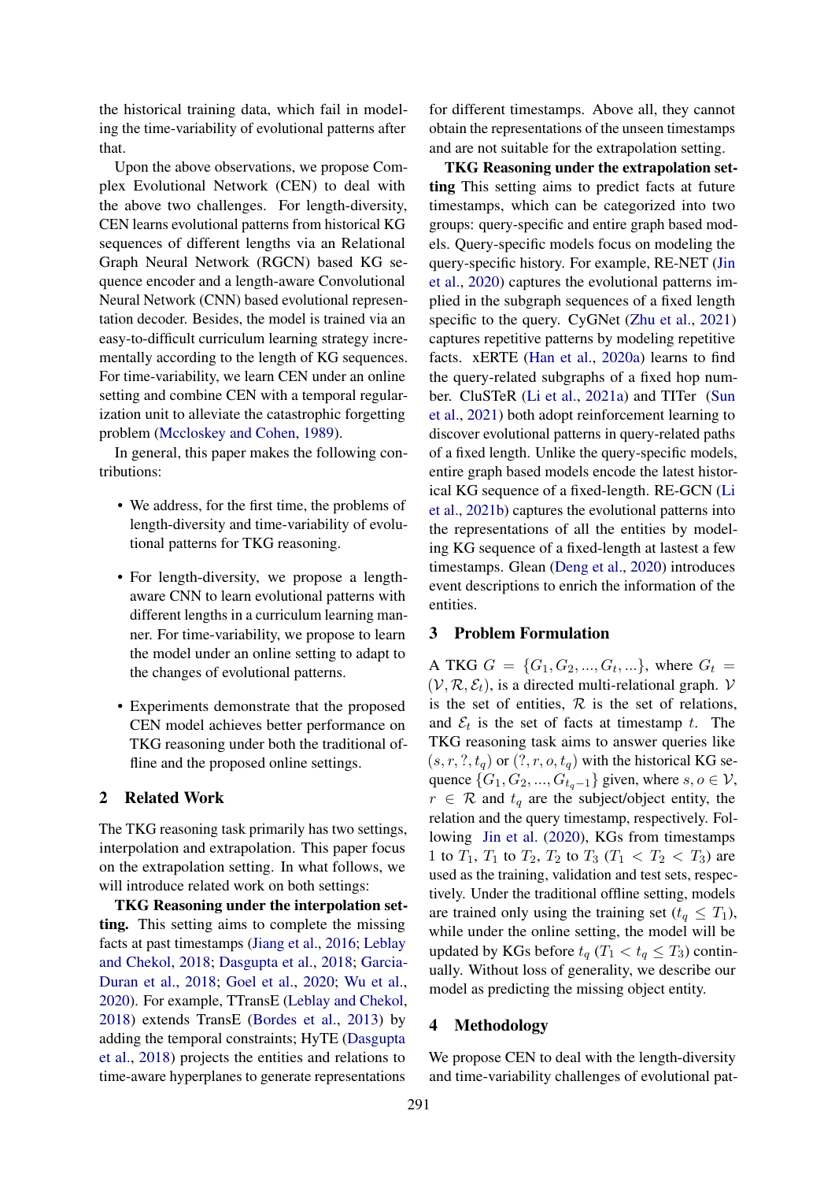the historical training data, which fail in modeling the time-variability of evolutional patterns after that.

Upon the above observations, we propose Complex Evolutional Network (CEN) to deal with the above two challenges. For length-diversity, CEN learns evolutional patterns from historical KG sequences of different lengths via an Relational Graph Neural Network (RGCN) based KG sequence encoder and a length-aware Convolutional Neural Network (CNN) based evolutional representation decoder. Besides, the model is trained via an easy-to-difficult curriculum learning strategy incrementally according to the length of KG sequences. For time-variability, we learn CEN under an online setting and combine CEN with a temporal regularization unit to alleviate the catastrophic forgetting problem (Mccloskey and Cohen, 1989).

In general, this paper makes the following contributions:

- We address, for the first time, the problems of length-diversity and time-variability of evolutional patterns for TKG reasoning.
- For length-diversity, we propose a length-aware CNN to learn evolutional patterns with different lengths in a curriculum learning manner. For time-variability, we propose to learn the model under an online setting to adapt to the changes of evolutional patterns.
- Experiments demonstrate that the proposed CEN model achieves better performance on TKG reasoning under both the traditional offline and the proposed online settings.

## 2 Related Work

The TKG reasoning task primarily has two settings, interpolation and extrapolation. This paper focus on the extrapolation setting. In what follows, we will introduce related work on both settings:

**TKG Reasoning under the interpolation setting.** This setting aims to complete the missing facts at past timestamps (Jiang et al., 2016; Leblay and Chekol, 2018; Dasgupta et al., 2018; Garcia-Duran et al., 2018; Goel et al., 2020; Wu et al., 2020). For example, TTransE (Leblay and Chekol, 2018) extends TransE (Bordes et al., 2013) by adding the temporal constraints; HyTE (Dasgupta et al., 2018) projects the entities and relations to time-aware hyperplanes to generate representations for different timestamps. Above all, they cannot obtain the representations of the unseen timestamps and are not suitable for the extrapolation setting.

**TKG Reasoning under the extrapolation setting** This setting aims to predict facts at future timestamps, which can be categorized into two groups: query-specific and entire graph based models. Query-specific models focus on modeling the query-specific history. For example, RE-NET (Jin et al., 2020) captures the evolutional patterns implied in the subgraph sequences of a fixed length specific to the query. CyGNet (Zhu et al., 2021) captures repetitive patterns by modeling repetitive facts. xERTE (Han et al., 2020a) learns to find the query-related subgraphs of a fixed hop number. CluSTeR (Li et al., 2021a) and TITer (Sun et al., 2021) both adopt reinforcement learning to discover evolutional patterns in query-related paths of a fixed length. Unlike the query-specific models, entire graph based models encode the latest historical KG sequence of a fixed-length. RE-GCN (Li et al., 2021b) captures the evolutional patterns into the representations of all the entities by modeling KG sequence of a fixed-length at lastest a few timestamps. Glean (Deng et al., 2020) introduces event descriptions to enrich the information of the entities.

## 3 Problem Formulation

A TKG $G = \{G_1, G_2, ..., G_t, ...\}$, where $G_t = (\mathcal{V}, \mathcal{R}, \mathcal{E}_t)$, is a directed multi-relational graph. $\mathcal{V}$ is the set of entities, $\mathcal{R}$ is the set of relations, and $\mathcal{E}_t$ is the set of facts at timestamp $t$. The TKG reasoning task aims to answer queries like $(s, r, ?, t_q)$ or $(?, r, o, t_q)$ with the historical KG sequence $\{G_1, G_2, ..., G_{t_q-1}\}$ given, where $s, o \in \mathcal{V}$, $r \in \mathcal{R}$ and $t_q$ are the subject/object entity, the relation and the query timestamp, respectively. Following Jin et al. (2020), KGs from timestamps 1 to $T_1$, $T_1$ to $T_2$, $T_2$ to $T_3$ ($T_1 < T_2 < T_3$) are used as the training, validation and test sets, respectively. Under the traditional offline setting, models are trained only using the training set ($t_q \leq T_1$), while under the online setting, the model will be updated by KGs before $t_q$ ($T_1 < t_q \leq T_3$) continually. Without loss of generality, we describe our model as predicting the missing object entity.

## 4 Methodology

We propose CEN to deal with the length-diversity and time-variability challenges of evolutional pat-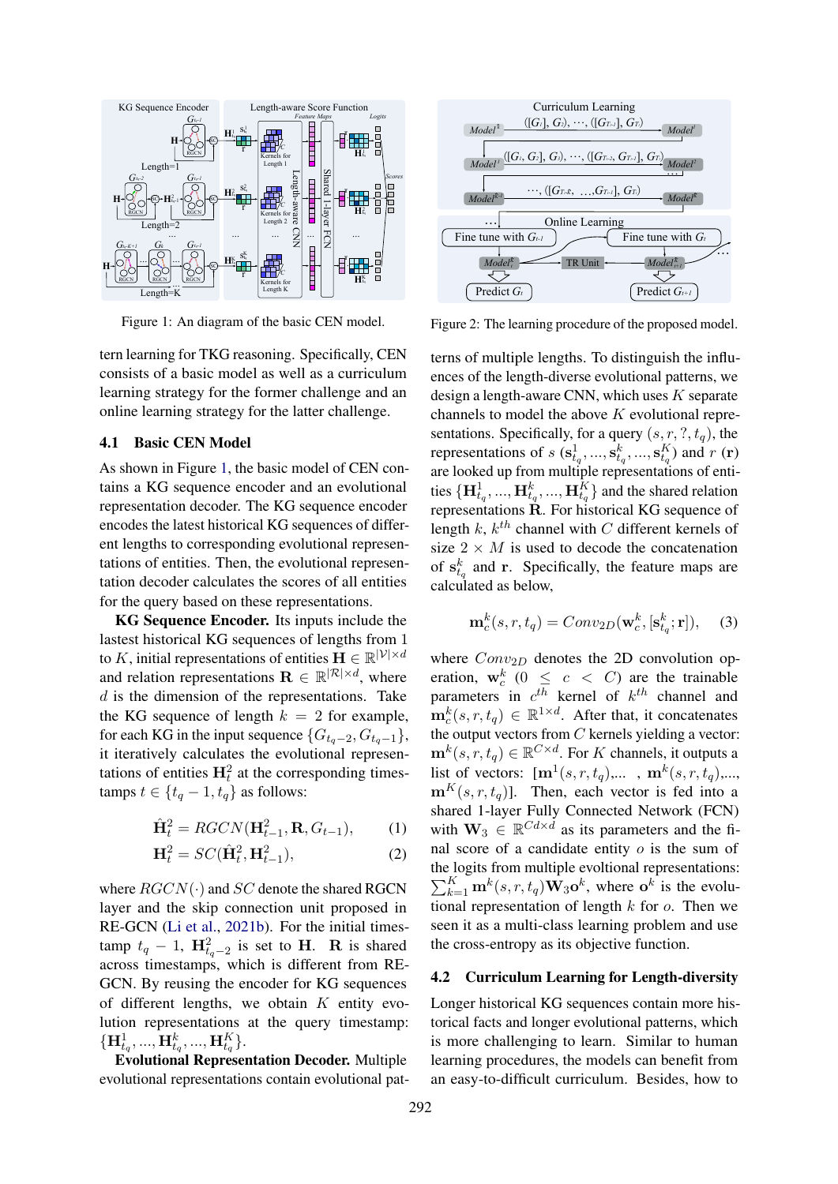Figure 1: An diagram of the basic CEN model.

Figure 2: The learning procedure of the proposed model.

tern learning for TKG reasoning. Specifically, CEN consists of a basic model as well as a curriculum learning strategy for the former challenge and an online learning strategy for the latter challenge.

## 4.1 Basic CEN Model

As shown in Figure 1, the basic model of CEN contains a KG sequence encoder and an evolutional representation decoder. The KG sequence encoder encodes the latest historical KG sequences of different lengths to corresponding evolutional representations of entities. Then, the evolutional representation decoder calculates the scores of all entities for the query based on these representations.

**KG Sequence Encoder.** Its inputs include the lastest historical KG sequences of lengths from 1 to $K$, initial representations of entities $\mathbf{H} \in \mathbb{R}^{|\mathcal{V}| \times d}$ and relation representations $\mathbf{R} \in \mathbb{R}^{|\mathcal{R}| \times d}$, where $d$ is the dimension of the representations. Take the KG sequence of length $k = 2$ for example, for each KG in the input sequence $\{G_{t_q-2}, G_{t_q-1}\}$, it iteratively calculates the evolutional representations of entities $\mathbf{H}_t^2$ at the corresponding timestamps $t \in \{t_q - 1, t_q\}$ as follows:

$$\hat{\mathbf{H}}_t^2 = RGCN(\mathbf{H}_{t-1}^2, \mathbf{R}, G_{t-1}), \quad (1)$$

$$\mathbf{H}_t^2 = SC(\hat{\mathbf{H}}_t^2, \mathbf{H}_{t-1}^2), \quad (2)$$

where $RGCN(\cdot)$ and $SC$ denote the shared RGCN layer and the skip connection unit proposed in RE-GCN (Li et al., 2021b). For the initial timestamp $t_q - 1$, $\mathbf{H}_{t_q-2}^2$ is set to $\mathbf{H}$. $\mathbf{R}$ is shared across timestamps, which is different from RE-GCN. By reusing the encoder for KG sequences of different lengths, we obtain $K$ entity evolution representations at the query timestamp: $\{\mathbf{H}_{t_q}^1, ..., \mathbf{H}_{t_q}^k, ..., \mathbf{H}_{t_q}^K\}$.

**Evolutional Representation Decoder.** Multiple evolutional representations contain evolutional patterns of multiple lengths. To distinguish the influences of the length-diverse evolutional patterns, we design a length-aware CNN, which uses $K$ separate channels to model the above $K$ evolutional representations. Specifically, for a query $(s, r, ?, t_q)$, the representations of $s$ ($\mathbf{s}_{t_q}^1, ..., \mathbf{s}_{t_q}^k, ..., \mathbf{s}_{t_q}^K$) and $r$ ($\mathbf{r}$) are looked up from multiple representations of entities $\{\mathbf{H}_{t_q}^1, ..., \mathbf{H}_{t_q}^k, ..., \mathbf{H}_{t_q}^K\}$ and the shared relation representations $\mathbf{R}$. For historical KG sequence of length $k$, $k^{th}$ channel with $C$ different kernels of size $2 \times M$ is used to decode the concatenation of $\mathbf{s}_{t_q}^k$ and $\mathbf{r}$. Specifically, the feature maps are calculated as below,

$$\mathbf{m}_c^k(s, r, t_q) = Conv_{2D}(\mathbf{w}_c^k, [\mathbf{s}_{t_q}^k; \mathbf{r}]), \quad (3)$$

where $Conv_{2D}$ denotes the 2D convolution operation, $\mathbf{w}_c^k$ ($0 \leq c < C$) are the trainable parameters in $c^{th}$ kernel of $k^{th}$ channel and $\mathbf{m}_c^k(s, r, t_q) \in \mathbb{R}^{1 \times d}$. After that, it concatenates the output vectors from $C$ kernels yielding a vector: $\mathbf{m}^k(s, r, t_q) \in \mathbb{R}^{C \times d}$. For $K$ channels, it outputs a list of vectors: $[\mathbf{m}^1(s, r, t_q), ..., \mathbf{m}^k(s, r, t_q), ..., \mathbf{m}^K(s, r, t_q)]$. Then, each vector is fed into a shared 1-layer Fully Connected Network (FCN) with $\mathbf{W}_3 \in \mathbb{R}^{Cd \times d}$ as its parameters and the final score of a candidate entity $o$ is the sum of the logits from multiple evoltional representations: $\sum_{k=1}^{K} \mathbf{m}^k(s, r, t_q)\mathbf{W}_3\mathbf{o}^k$, where $\mathbf{o}^k$ is the evolutional representation of length $k$ for $o$. Then we seen it as a multi-class learning problem and use the cross-entropy as its objective function.

## 4.2 Curriculum Learning for Length-diversity

Longer historical KG sequences contain more historical facts and longer evolutional patterns, which is more challenging to learn. Similar to human learning procedures, the models can benefit from an easy-to-difficult curriculum. Besides, how to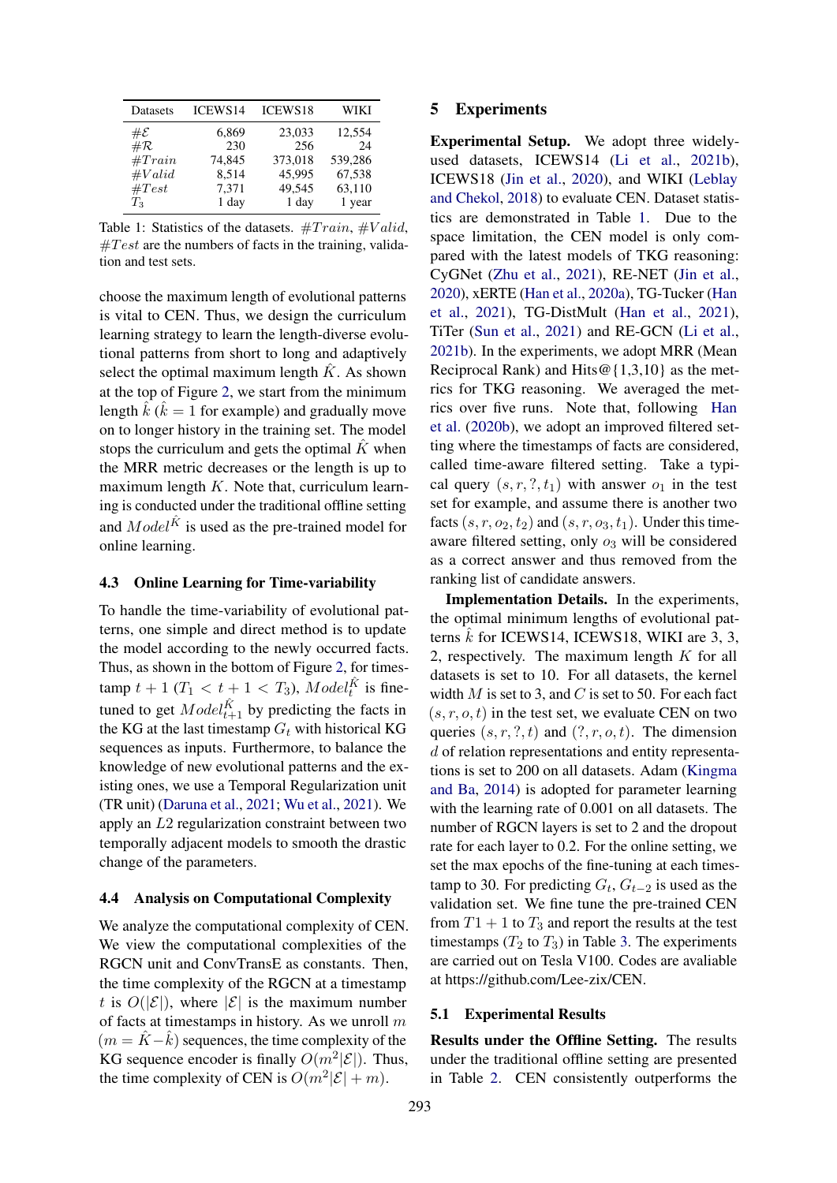| Datasets | ICEWS14 | ICEWS18 | WIKI |
|---|---|---|---|
| $\#\mathcal{E}$ | 6,869 | 23,033 | 12,554 |
| $\#\mathcal{R}$ | 230 | 256 | 24 |
| $\#Train$ | 74,845 | 373,018 | 539,286 |
| $\#Valid$ | 8,514 | 45,995 | 67,538 |
| $\#Test$ | 7,371 | 49,545 | 63,110 |
| $T_3$ | 1 day | 1 day | 1 year |

Table 1: Statistics of the datasets. $\#Train$, $\#Valid$, $\#Test$ are the numbers of facts in the training, validation and test sets.

choose the maximum length of evolutional patterns is vital to CEN. Thus, we design the curriculum learning strategy to learn the length-diverse evolutional patterns from short to long and adaptively select the optimal maximum length $\hat{K}$. As shown at the top of Figure 2, we start from the minimum length $\hat{k}$ ($\hat{k} = 1$ for example) and gradually move on to longer history in the training set. The model stops the curriculum and gets the optimal $\hat{K}$ when the MRR metric decreases or the length is up to maximum length $K$. Note that, curriculum learning is conducted under the traditional offline setting and $Model^{\hat{K}}$ is used as the pre-trained model for online learning.

### 4.3 Online Learning for Time-variability

To handle the time-variability of evolutional patterns, one simple and direct method is to update the model according to the newly occurred facts. Thus, as shown in the bottom of Figure 2, for timestamp $t+1$ ($T_1 < t+1 < T_3$), $Model^{\hat{K}}_t$ is fine-tuned to get $Model^{\hat{K}}_{t+1}$ by predicting the facts in the KG at the last timestamp $G_t$ with historical KG sequences as inputs. Furthermore, to balance the knowledge of new evolutional patterns and the existing ones, we use a Temporal Regularization unit (TR unit) (Daruna et al., 2021; Wu et al., 2021). We apply an $L2$ regularization constraint between two temporally adjacent models to smooth the drastic change of the parameters.

### 4.4 Analysis on Computational Complexity

We analyze the computational complexity of CEN. We view the computational complexities of the RGCN unit and ConvTransE as constants. Then, the time complexity of the RGCN at a timestamp $t$ is $O(|\mathcal{E}|)$, where $|\mathcal{E}|$ is the maximum number of facts at timestamps in history. As we unroll $m$ ($m = \hat{K} - \hat{k}$) sequences, the time complexity of the KG sequence encoder is finally $O(m^2|\mathcal{E}|)$. Thus, the time complexity of CEN is $O(m^2|\mathcal{E}| + m)$.

## 5 Experiments

**Experimental Setup.** We adopt three widely-used datasets, ICEWS14 (Li et al., 2021b), ICEWS18 (Jin et al., 2020), and WIKI (Leblay and Chekol, 2018) to evaluate CEN. Dataset statistics are demonstrated in Table 1. Due to the space limitation, the CEN model is only compared with the latest models of TKG reasoning: CyGNet (Zhu et al., 2021), RE-NET (Jin et al., 2020), xERTE (Han et al., 2020a), TG-Tucker (Han et al., 2021), TG-DistMult (Han et al., 2021), TiTer (Sun et al., 2021) and RE-GCN (Li et al., 2021b). In the experiments, we adopt MRR (Mean Reciprocal Rank) and Hits@{1,3,10} as the metrics for TKG reasoning. We averaged the metrics over five runs. Note that, following Han et al. (2020b), we adopt an improved filtered setting where the timestamps of facts are considered, called time-aware filtered setting. Take a typical query $(s, r, ?, t_1)$ with answer $o_1$ in the test set for example, and assume there is another two facts $(s, r, o_2, t_2)$ and $(s, r, o_3, t_1)$. Under this time-aware filtered setting, only $o_3$ will be considered as a correct answer and thus removed from the ranking list of candidate answers.

**Implementation Details.** In the experiments, the optimal minimum lengths of evolutional patterns $\hat{k}$ for ICEWS14, ICEWS18, WIKI are 3, 3, 2, respectively. The maximum length $K$ for all datasets is set to 10. For all datasets, the kernel width $M$ is set to 3, and $C$ is set to 50. For each fact $(s, r, o, t)$ in the test set, we evaluate CEN on two queries $(s, r, ?, t)$ and $(?, r, o, t)$. The dimension $d$ of relation representations and entity representations is set to 200 on all datasets. Adam (Kingma and Ba, 2014) is adopted for parameter learning with the learning rate of 0.001 on all datasets. The number of RGCN layers is set to 2 and the dropout rate for each layer to 0.2. For the online setting, we set the max epochs of the fine-tuning at each timestamp to 30. For predicting $G_t$, $G_{t-2}$ is used as the validation set. We fine tune the pre-trained CEN from $T1+1$ to $T_3$ and report the results at the test timestamps ($T_2$ to $T_3$) in Table 3. The experiments are carried out on Tesla V100. Codes are avaliable at https://github.com/Lee-zix/CEN.

### 5.1 Experimental Results

**Results under the Offline Setting.** The results under the traditional offline setting are presented in Table 2. CEN consistently outperforms the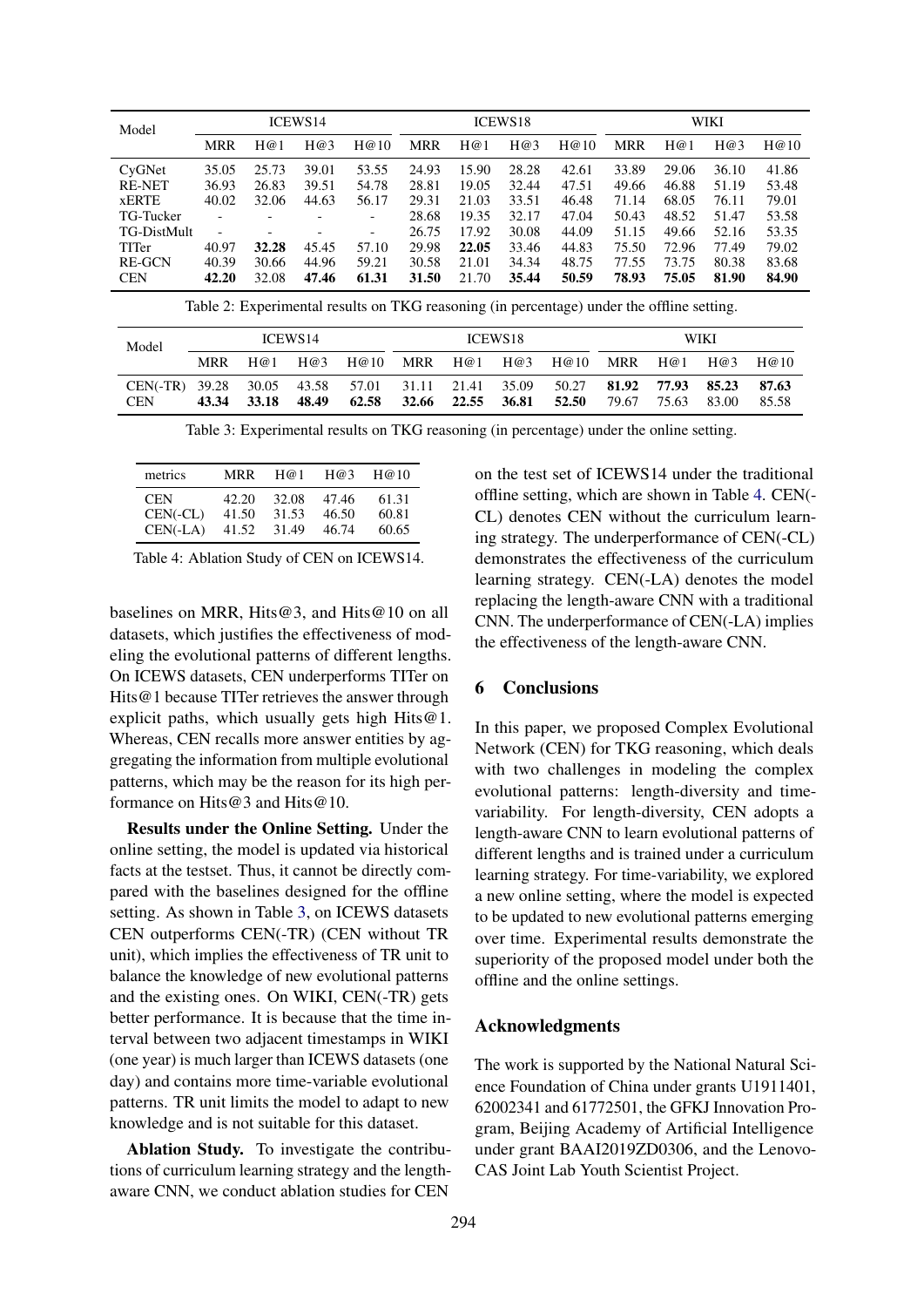| Model | ICEWS14 | | | | ICEWS18 | | | | WIKI | | | |
|---|---|---|---|---|---|---|---|---|---|---|---|---|
| | MRR | H@1 | H@3 | H@10 | MRR | H@1 | H@3 | H@10 | MRR | H@1 | H@3 | H@10 |
| CyGNet | 35.05 | 25.73 | 39.01 | 53.55 | 24.93 | 15.90 | 28.28 | 42.61 | 33.89 | 29.06 | 36.10 | 41.86 |
| RE-NET | 36.93 | 26.83 | 39.51 | 54.78 | 28.81 | 19.05 | 32.44 | 47.51 | 49.66 | 46.88 | 51.19 | 53.48 |
| xERTE | 40.02 | 32.06 | 44.63 | 56.17 | 29.31 | 21.03 | 33.51 | 46.48 | 71.14 | 68.05 | 76.11 | 79.01 |
| TG-Tucker | - | - | - | - | 28.68 | 19.35 | 32.17 | 47.04 | 50.43 | 48.52 | 51.47 | 53.58 |
| TG-DistMult | - | - | - | - | 26.75 | 17.92 | 30.08 | 44.09 | 51.15 | 49.66 | 52.16 | 53.35 |
| TITer | 40.97 | **32.28** | 45.45 | 57.10 | 29.98 | **22.05** | 33.46 | 44.83 | 75.50 | 72.96 | 77.49 | 79.02 |
| RE-GCN | 40.39 | 30.66 | 44.96 | 59.21 | 30.58 | 21.01 | 34.34 | 48.75 | 77.55 | 73.75 | 80.38 | 83.68 |
| CEN | **42.20** | 32.08 | **47.46** | **61.31** | **31.50** | 21.70 | **35.44** | **50.59** | **78.93** | **75.05** | **81.90** | **84.90** |

Table 2: Experimental results on TKG reasoning (in percentage) under the offline setting.

| Model | ICEWS14 | | | | ICEWS18 | | | | WIKI | | | |
|---|---|---|---|---|---|---|---|---|---|---|---|---|
| | MRR | H@1 | H@3 | H@10 | MRR | H@1 | H@3 | H@10 | MRR | H@1 | H@3 | H@10 |
| CEN(-TR) | 39.28 | 30.05 | 43.58 | 57.01 | 31.11 | 21.41 | 35.09 | 50.27 | **81.92** | **77.93** | **85.23** | **87.63** |
| CEN | **43.34** | **33.18** | **48.49** | **62.58** | **32.66** | **22.55** | **36.81** | **52.50** | 79.67 | 75.63 | 83.00 | 85.58 |

Table 3: Experimental results on TKG reasoning (in percentage) under the online setting.

| metrics | MRR | H@1 | H@3 | H@10 |
|---|---|---|---|---|
| CEN | 42.20 | 32.08 | 47.46 | 61.31 |
| CEN(-CL) | 41.50 | 31.53 | 46.50 | 60.81 |
| CEN(-LA) | 41.52 | 31.49 | 46.74 | 60.65 |

Table 4: Ablation Study of CEN on ICEWS14.

baselines on MRR, Hits@3, and Hits@10 on all datasets, which justifies the effectiveness of modeling the evolutional patterns of different lengths. On ICEWS datasets, CEN underperforms TITer on Hits@1 because TITer retrieves the answer through explicit paths, which usually gets high Hits@1. Whereas, CEN recalls more answer entities by aggregating the information from multiple evolutional patterns, which may be the reason for its high performance on Hits@3 and Hits@10.

**Results under the Online Setting.** Under the online setting, the model is updated via historical facts at the testset. Thus, it cannot be directly compared with the baselines designed for the offline setting. As shown in Table 3, on ICEWS datasets CEN outperforms CEN(-TR) (CEN without TR unit), which implies the effectiveness of TR unit to balance the knowledge of new evolutional patterns and the existing ones. On WIKI, CEN(-TR) gets better performance. It is because that the time interval between two adjacent timestamps in WIKI (one year) is much larger than ICEWS datasets (one day) and contains more time-variable evolutional patterns. TR unit limits the model to adapt to new knowledge and is not suitable for this dataset.

**Ablation Study.** To investigate the contributions of curriculum learning strategy and the length-aware CNN, we conduct ablation studies for CEN on the test set of ICEWS14 under the traditional offline setting, which are shown in Table 4. CEN(-CL) denotes CEN without the curriculum learning strategy. The underperformance of CEN(-CL) demonstrates the effectiveness of the curriculum learning strategy. CEN(-LA) denotes the model replacing the length-aware CNN with a traditional CNN. The underperformance of CEN(-LA) implies the effectiveness of the length-aware CNN.

## 6 Conclusions

In this paper, we proposed Complex Evolutional Network (CEN) for TKG reasoning, which deals with two challenges in modeling the complex evolutional patterns: length-diversity and time-variability. For length-diversity, CEN adopts a length-aware CNN to learn evolutional patterns of different lengths and is trained under a curriculum learning strategy. For time-variability, we explored a new online setting, where the model is expected to be updated to new evolutional patterns emerging over time. Experimental results demonstrate the superiority of the proposed model under both the offline and the online settings.

## Acknowledgments

The work is supported by the National Natural Science Foundation of China under grants U1911401, 62002341 and 61772501, the GFKJ Innovation Program, Beijing Academy of Artificial Intelligence under grant BAAI2019ZD0306, and the Lenovo-CAS Joint Lab Youth Scientist Project.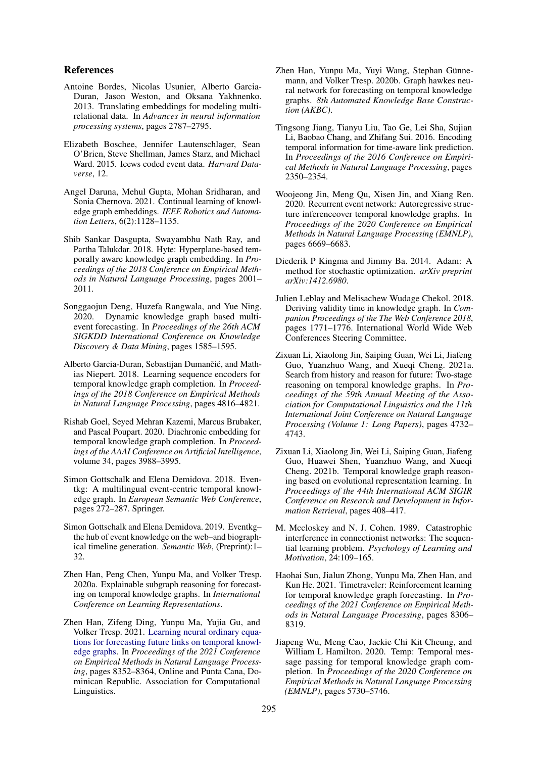## References

Antoine Bordes, Nicolas Usunier, Alberto Garcia-Duran, Jason Weston, and Oksana Yakhnenko. 2013. Translating embeddings for modeling multi-relational data. In *Advances in neural information processing systems*, pages 2787–2795.

Elizabeth Boschee, Jennifer Lautenschlager, Sean O'Brien, Steve Shellman, James Starz, and Michael Ward. 2015. Icews coded event data. *Harvard Dataverse*, 12.

Angel Daruna, Mehul Gupta, Mohan Sridharan, and Sonia Chernova. 2021. Continual learning of knowledge graph embeddings. *IEEE Robotics and Automation Letters*, 6(2):1128–1135.

Shib Sankar Dasgupta, Swayambhu Nath Ray, and Partha Talukdar. 2018. Hyte: Hyperplane-based temporally aware knowledge graph embedding. In *Proceedings of the 2018 Conference on Empirical Methods in Natural Language Processing*, pages 2001–2011.

Songgaojun Deng, Huzefa Rangwala, and Yue Ning. 2020. Dynamic knowledge graph based multi-event forecasting. In *Proceedings of the 26th ACM SIGKDD International Conference on Knowledge Discovery & Data Mining*, pages 1585–1595.

Alberto Garcia-Duran, Sebastijan Dumančić, and Mathias Niepert. 2018. Learning sequence encoders for temporal knowledge graph completion. In *Proceedings of the 2018 Conference on Empirical Methods in Natural Language Processing*, pages 4816–4821.

Rishab Goel, Seyed Mehran Kazemi, Marcus Brubaker, and Pascal Poupart. 2020. Diachronic embedding for temporal knowledge graph completion. In *Proceedings of the AAAI Conference on Artificial Intelligence*, volume 34, pages 3988–3995.

Simon Gottschalk and Elena Demidova. 2018. Eventkg: A multilingual event-centric temporal knowledge graph. In *European Semantic Web Conference*, pages 272–287. Springer.

Simon Gottschalk and Elena Demidova. 2019. Eventkg–the hub of event knowledge on the web–and biographical timeline generation. *Semantic Web*, (Preprint):1–32.

Zhen Han, Peng Chen, Yunpu Ma, and Volker Tresp. 2020a. Explainable subgraph reasoning for forecasting on temporal knowledge graphs. In *International Conference on Learning Representations*.

Zhen Han, Zifeng Ding, Yunpu Ma, Yujia Gu, and Volker Tresp. 2021. Learning neural ordinary equations for forecasting future links on temporal knowledge graphs. In *Proceedings of the 2021 Conference on Empirical Methods in Natural Language Processing*, pages 8352–8364, Online and Punta Cana, Dominican Republic. Association for Computational Linguistics.

Zhen Han, Yunpu Ma, Yuyi Wang, Stephan Günnemann, and Volker Tresp. 2020b. Graph hawkes neural network for forecasting on temporal knowledge graphs. *8th Automated Knowledge Base Construction (AKBC)*.

Tingsong Jiang, Tianyu Liu, Tao Ge, Lei Sha, Sujian Li, Baobao Chang, and Zhifang Sui. 2016. Encoding temporal information for time-aware link prediction. In *Proceedings of the 2016 Conference on Empirical Methods in Natural Language Processing*, pages 2350–2354.

Woojeong Jin, Meng Qu, Xisen Jin, and Xiang Ren. 2020. Recurrent event network: Autoregressive structure inferenceover temporal knowledge graphs. In *Proceedings of the 2020 Conference on Empirical Methods in Natural Language Processing (EMNLP)*, pages 6669–6683.

Diederik P Kingma and Jimmy Ba. 2014. Adam: A method for stochastic optimization. *arXiv preprint arXiv:1412.6980*.

Julien Leblay and Melisachew Wudage Chekol. 2018. Deriving validity time in knowledge graph. In *Companion Proceedings of the The Web Conference 2018*, pages 1771–1776. International World Wide Web Conferences Steering Committee.

Zixuan Li, Xiaolong Jin, Saiping Guan, Wei Li, Jiafeng Guo, Yuanzhuo Wang, and Xueqi Cheng. 2021a. Search from history and reason for future: Two-stage reasoning on temporal knowledge graphs. In *Proceedings of the 59th Annual Meeting of the Association for Computational Linguistics and the 11th International Joint Conference on Natural Language Processing (Volume 1: Long Papers)*, pages 4732–4743.

Zixuan Li, Xiaolong Jin, Wei Li, Saiping Guan, Jiafeng Guo, Huawei Shen, Yuanzhuo Wang, and Xueqi Cheng. 2021b. Temporal knowledge graph reasoning based on evolutional representation learning. In *Proceedings of the 44th International ACM SIGIR Conference on Research and Development in Information Retrieval*, pages 408–417.

M. Mccloskey and N. J. Cohen. 1989. Catastrophic interference in connectionist networks: The sequential learning problem. *Psychology of Learning and Motivation*, 24:109–165.

Haohai Sun, Jialun Zhong, Yunpu Ma, Zhen Han, and Kun He. 2021. Timetraveler: Reinforcement learning for temporal knowledge graph forecasting. In *Proceedings of the 2021 Conference on Empirical Methods in Natural Language Processing*, pages 8306–8319.

Jiapeng Wu, Meng Cao, Jackie Chi Kit Cheung, and William L Hamilton. 2020. Temp: Temporal message passing for temporal knowledge graph completion. In *Proceedings of the 2020 Conference on Empirical Methods in Natural Language Processing (EMNLP)*, pages 5730–5746.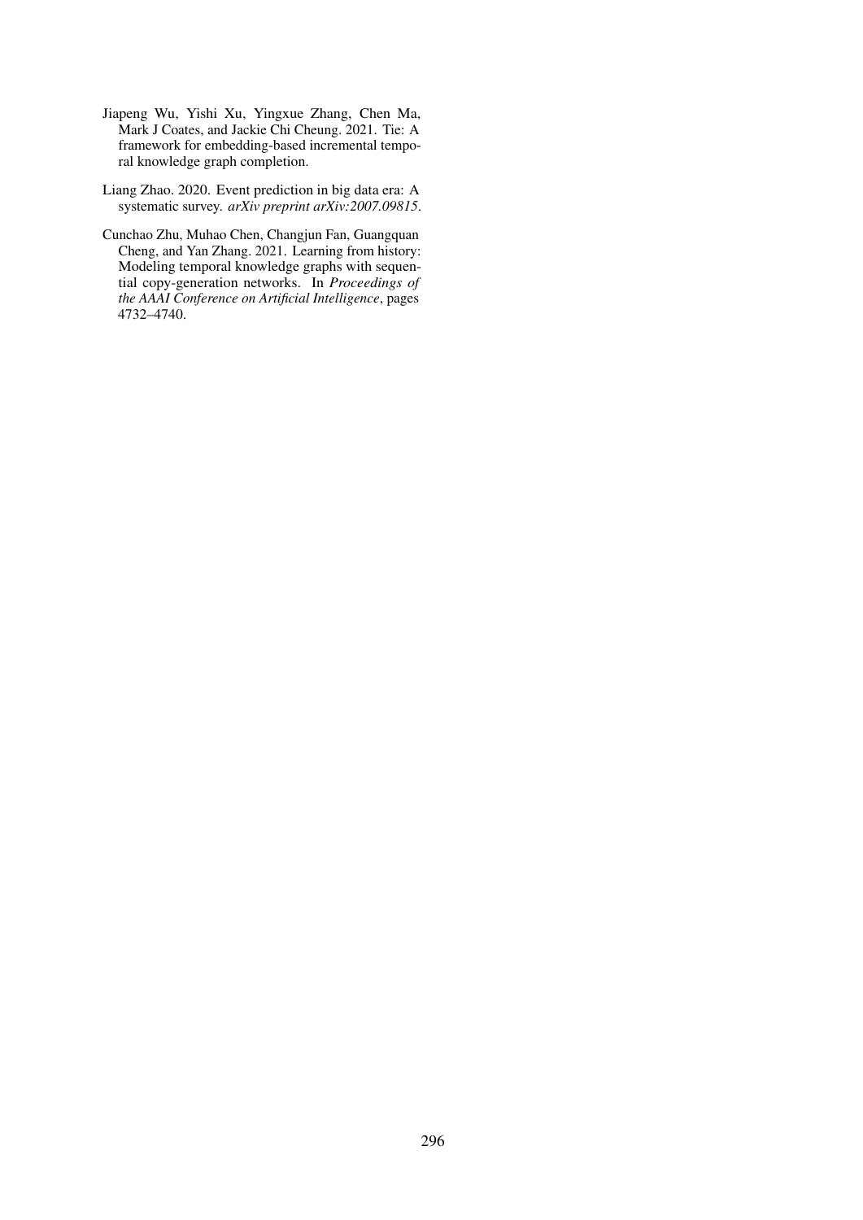Jiapeng Wu, Yishi Xu, Yingxue Zhang, Chen Ma, Mark J Coates, and Jackie Chi Cheung. 2021. Tie: A framework for embedding-based incremental temporal knowledge graph completion.

Liang Zhao. 2020. Event prediction in big data era: A systematic survey. *arXiv preprint arXiv:2007.09815*.

Cunchao Zhu, Muhao Chen, Changjun Fan, Guangquan Cheng, and Yan Zhang. 2021. Learning from history: Modeling temporal knowledge graphs with sequential copy-generation networks. In *Proceedings of the AAAI Conference on Artificial Intelligence*, pages 4732–4740.